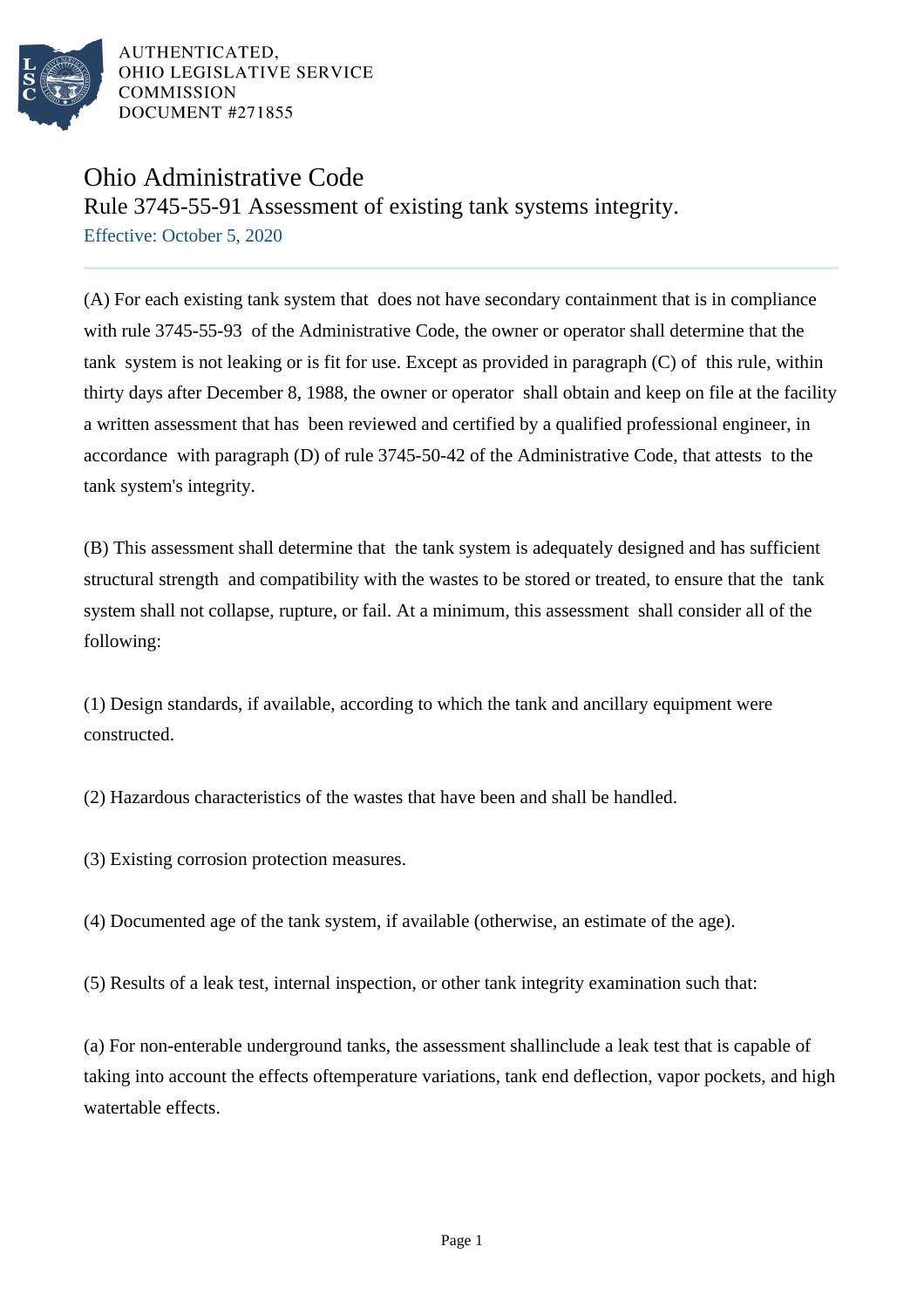AUTHENTICATED, OHIO LEGISLATIVE SERVICE COMMISSION DOCUMENT #271855

# Ohio Administrative Code

## Rule 3745-55-91 Assessment of existing tank systems integrity.

Effective: October 5, 2020

(A) For each existing tank system that does not have secondary containment that is in compliance with rule 3745-55-93 of the Administrative Code, the owner or operator shall determine that the tank system is not leaking or is fit for use. Except as provided in paragraph (C) of this rule, within thirty days after December 8, 1988, the owner or operator shall obtain and keep on file at the facility a written assessment that has been reviewed and certified by a qualified professional engineer, in accordance with paragraph (D) of rule 3745-50-42 of the Administrative Code, that attests to the tank system's integrity.

(B) This assessment shall determine that the tank system is adequately designed and has sufficient structural strength and compatibility with the wastes to be stored or treated, to ensure that the tank system shall not collapse, rupture, or fail. At a minimum, this assessment shall consider all of the following:

(1) Design standards, if available, according to which the tank and ancillary equipment were constructed.

(2) Hazardous characteristics of the wastes that have been and shall be handled.

(3) Existing corrosion protection measures.

(4) Documented age of the tank system, if available (otherwise, an estimate of the age).

(5) Results of a leak test, internal inspection, or other tank integrity examination such that:

(a) For non-enterable underground tanks, the assessment shallinclude a leak test that is capable of taking into account the effects oftemperature variations, tank end deflection, vapor pockets, and high watertable effects.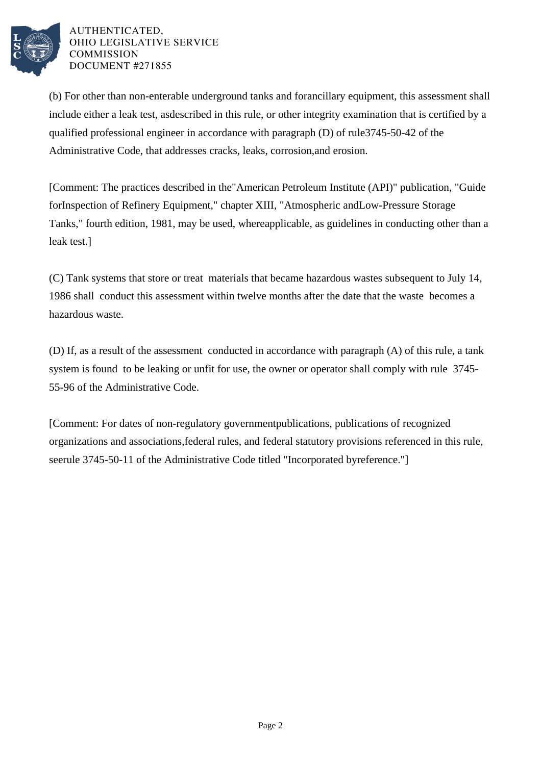(b) For other than non-enterable underground tanks and forancillary equipment, this assessment shall include either a leak test, asdescribed in this rule, or other integrity examination that is certified by a qualified professional engineer in accordance with paragraph (D) of rule3745-50-42 of the Administrative Code, that addresses cracks, leaks, corrosion,and erosion.

[Comment: The practices described in the"American Petroleum Institute (API)" publication, "Guide forInspection of Refinery Equipment," chapter XIII, "Atmospheric andLow-Pressure Storage Tanks," fourth edition, 1981, may be used, whereapplicable, as guidelines in conducting other than a leak test.]

(C) Tank systems that store or treat materials that became hazardous wastes subsequent to July 14, 1986 shall conduct this assessment within twelve months after the date that the waste becomes a hazardous waste.

(D) If, as a result of the assessment conducted in accordance with paragraph (A) of this rule, a tank system is found to be leaking or unfit for use, the owner or operator shall comply with rule 3745-55-96 of the Administrative Code.

[Comment: For dates of non-regulatory governmentpublications, publications of recognized organizations and associations,federal rules, and federal statutory provisions referenced in this rule, seerule 3745-50-11 of the Administrative Code titled "Incorporated byreference."]